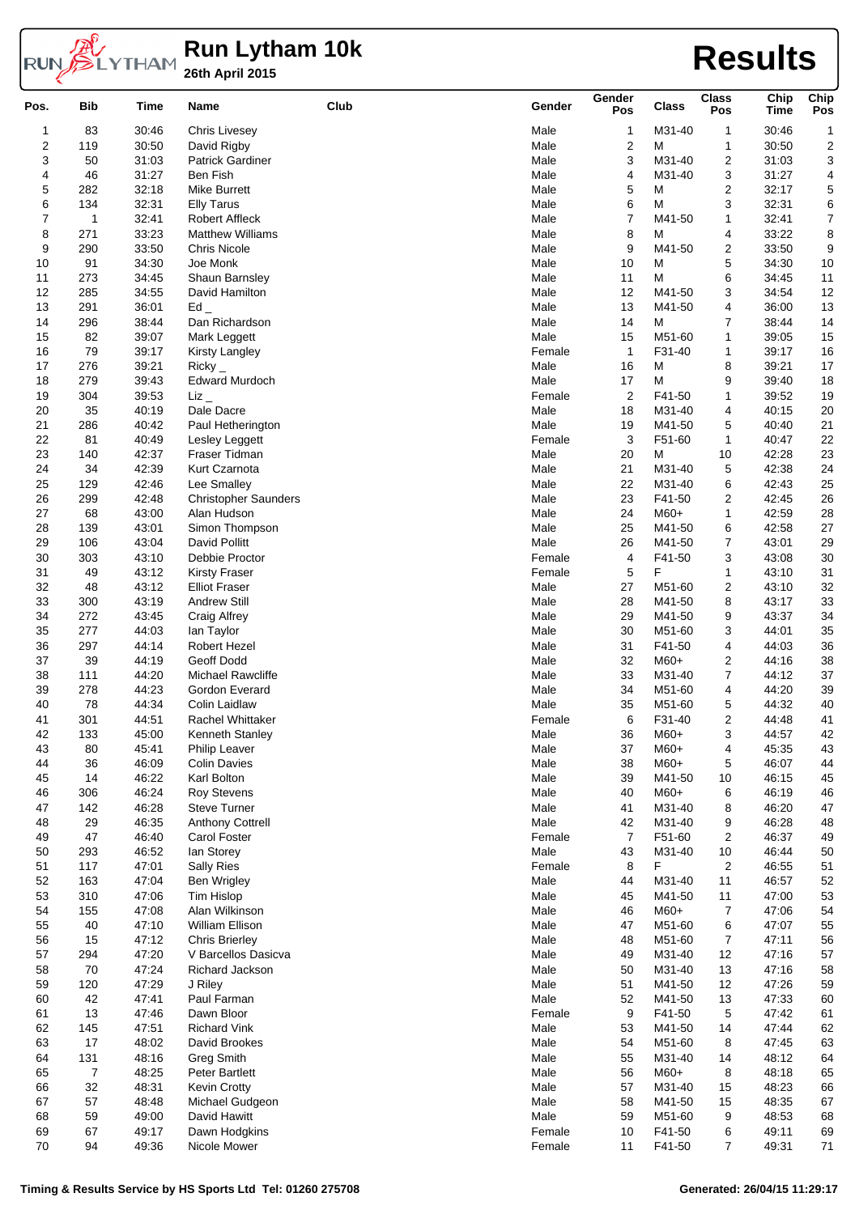# Run Lytham 10k

**26th April 2015**

# Results

| Pos. | Bib | Time | Name | Club | Gender | Gender Pos | Class | Class Pos | Chip Time | Chip Pos |
|---|---|---|---|---|---|---|---|---|---|---|
| 1 | 83 | 30:46 | Chris Livesey | | Male | 1 | M31-40 | 1 | 30:46 | 1 |
| 2 | 119 | 30:50 | David Rigby | | Male | 2 | M | 1 | 30:50 | 2 |
| 3 | 50 | 31:03 | Patrick Gardiner | | Male | 3 | M31-40 | 2 | 31:03 | 3 |
| 4 | 46 | 31:27 | Ben Fish | | Male | 4 | M31-40 | 3 | 31:27 | 4 |
| 5 | 282 | 32:18 | Mike Burrett | | Male | 5 | M | 2 | 32:17 | 5 |
| 6 | 134 | 32:31 | Elly Tarus | | Male | 6 | M | 3 | 32:31 | 6 |
| 7 | 1 | 32:41 | Robert Affleck | | Male | 7 | M41-50 | 1 | 32:41 | 7 |
| 8 | 271 | 33:23 | Matthew Williams | | Male | 8 | M | 4 | 33:22 | 8 |
| 9 | 290 | 33:50 | Chris Nicole | | Male | 9 | M41-50 | 2 | 33:50 | 9 |
| 10 | 91 | 34:30 | Joe Monk | | Male | 10 | M | 5 | 34:30 | 10 |
| 11 | 273 | 34:45 | Shaun Barnsley | | Male | 11 | M | 6 | 34:45 | 11 |
| 12 | 285 | 34:55 | David Hamilton | | Male | 12 | M41-50 | 3 | 34:54 | 12 |
| 13 | 291 | 36:01 | Ed _ | | Male | 13 | M41-50 | 4 | 36:00 | 13 |
| 14 | 296 | 38:44 | Dan Richardson | | Male | 14 | M | 7 | 38:44 | 14 |
| 15 | 82 | 39:07 | Mark Leggett | | Male | 15 | M51-60 | 1 | 39:05 | 15 |
| 16 | 79 | 39:17 | Kirsty Langley | | Female | 1 | F31-40 | 1 | 39:17 | 16 |
| 17 | 276 | 39:21 | Ricky _ | | Male | 16 | M | 8 | 39:21 | 17 |
| 18 | 279 | 39:43 | Edward Murdoch | | Male | 17 | M | 9 | 39:40 | 18 |
| 19 | 304 | 39:53 | Liz _ | | Female | 2 | F41-50 | 1 | 39:52 | 19 |
| 20 | 35 | 40:19 | Dale Dacre | | Male | 18 | M31-40 | 4 | 40:15 | 20 |
| 21 | 286 | 40:42 | Paul Hetherington | | Male | 19 | M41-50 | 5 | 40:40 | 21 |
| 22 | 81 | 40:49 | Lesley Leggett | | Female | 3 | F51-60 | 1 | 40:47 | 22 |
| 23 | 140 | 42:37 | Fraser Tidman | | Male | 20 | M | 10 | 42:28 | 23 |
| 24 | 34 | 42:39 | Kurt Czarnota | | Male | 21 | M31-40 | 5 | 42:38 | 24 |
| 25 | 129 | 42:46 | Lee Smalley | | Male | 22 | M31-40 | 6 | 42:43 | 25 |
| 26 | 299 | 42:48 | Christopher Saunders | | Male | 23 | F41-50 | 2 | 42:45 | 26 |
| 27 | 68 | 43:00 | Alan Hudson | | Male | 24 | M60+ | 1 | 42:59 | 28 |
| 28 | 139 | 43:01 | Simon Thompson | | Male | 25 | M41-50 | 6 | 42:58 | 27 |
| 29 | 106 | 43:04 | David Pollitt | | Male | 26 | M41-50 | 7 | 43:01 | 29 |
| 30 | 303 | 43:10 | Debbie Proctor | | Female | 4 | F41-50 | 3 | 43:08 | 30 |
| 31 | 49 | 43:12 | Kirsty Fraser | | Female | 5 | F | 1 | 43:10 | 31 |
| 32 | 48 | 43:12 | Elliot Fraser | | Male | 27 | M51-60 | 2 | 43:10 | 32 |
| 33 | 300 | 43:19 | Andrew Still | | Male | 28 | M41-50 | 8 | 43:17 | 33 |
| 34 | 272 | 43:45 | Craig Alfrey | | Male | 29 | M41-50 | 9 | 43:37 | 34 |
| 35 | 277 | 44:03 | Ian Taylor | | Male | 30 | M51-60 | 3 | 44:01 | 35 |
| 36 | 297 | 44:14 | Robert Hezel | | Male | 31 | F41-50 | 4 | 44:03 | 36 |
| 37 | 39 | 44:19 | Geoff Dodd | | Male | 32 | M60+ | 2 | 44:16 | 38 |
| 38 | 111 | 44:20 | Michael Rawcliffe | | Male | 33 | M31-40 | 7 | 44:12 | 37 |
| 39 | 278 | 44:23 | Gordon Everard | | Male | 34 | M51-60 | 4 | 44:20 | 39 |
| 40 | 78 | 44:34 | Colin Laidlaw | | Male | 35 | M51-60 | 5 | 44:32 | 40 |
| 41 | 301 | 44:51 | Rachel Whittaker | | Female | 6 | F31-40 | 2 | 44:48 | 41 |
| 42 | 133 | 45:00 | Kenneth Stanley | | Male | 36 | M60+ | 3 | 44:57 | 42 |
| 43 | 80 | 45:41 | Philip Leaver | | Male | 37 | M60+ | 4 | 45:35 | 43 |
| 44 | 36 | 46:09 | Colin Davies | | Male | 38 | M60+ | 5 | 46:07 | 44 |
| 45 | 14 | 46:22 | Karl Bolton | | Male | 39 | M41-50 | 10 | 46:15 | 45 |
| 46 | 306 | 46:24 | Roy Stevens | | Male | 40 | M60+ | 6 | 46:19 | 46 |
| 47 | 142 | 46:28 | Steve Turner | | Male | 41 | M31-40 | 8 | 46:20 | 47 |
| 48 | 29 | 46:35 | Anthony Cottrell | | Male | 42 | M31-40 | 9 | 46:28 | 48 |
| 49 | 47 | 46:40 | Carol Foster | | Female | 7 | F51-60 | 2 | 46:37 | 49 |
| 50 | 293 | 46:52 | Ian Storey | | Male | 43 | M31-40 | 10 | 46:44 | 50 |
| 51 | 117 | 47:01 | Sally Ries | | Female | 8 | F | 2 | 46:55 | 51 |
| 52 | 163 | 47:04 | Ben Wrigley | | Male | 44 | M31-40 | 11 | 46:57 | 52 |
| 53 | 310 | 47:06 | Tim Hislop | | Male | 45 | M41-50 | 11 | 47:00 | 53 |
| 54 | 155 | 47:08 | Alan Wilkinson | | Male | 46 | M60+ | 7 | 47:06 | 54 |
| 55 | 40 | 47:10 | William Ellison | | Male | 47 | M51-60 | 6 | 47:07 | 55 |
| 56 | 15 | 47:12 | Chris Brierley | | Male | 48 | M51-60 | 7 | 47:11 | 56 |
| 57 | 294 | 47:20 | V Barcellos Dasicva | | Male | 49 | M31-40 | 12 | 47:16 | 57 |
| 58 | 70 | 47:24 | Richard Jackson | | Male | 50 | M31-40 | 13 | 47:16 | 58 |
| 59 | 120 | 47:29 | J Riley | | Male | 51 | M41-50 | 12 | 47:26 | 59 |
| 60 | 42 | 47:41 | Paul Farman | | Male | 52 | M41-50 | 13 | 47:33 | 60 |
| 61 | 13 | 47:46 | Dawn Bloor | | Female | 9 | F41-50 | 5 | 47:42 | 61 |
| 62 | 145 | 47:51 | Richard Vink | | Male | 53 | M41-50 | 14 | 47:44 | 62 |
| 63 | 17 | 48:02 | David Brookes | | Male | 54 | M51-60 | 8 | 47:45 | 63 |
| 64 | 131 | 48:16 | Greg Smith | | Male | 55 | M31-40 | 14 | 48:12 | 64 |
| 65 | 7 | 48:25 | Peter Bartlett | | Male | 56 | M60+ | 8 | 48:18 | 65 |
| 66 | 32 | 48:31 | Kevin Crotty | | Male | 57 | M31-40 | 15 | 48:23 | 66 |
| 67 | 57 | 48:48 | Michael Gudgeon | | Male | 58 | M41-50 | 15 | 48:35 | 67 |
| 68 | 59 | 49:00 | David Hawitt | | Male | 59 | M51-60 | 9 | 48:53 | 68 |
| 69 | 67 | 49:17 | Dawn Hodgkins | | Female | 10 | F41-50 | 6 | 49:11 | 69 |
| 70 | 94 | 49:36 | Nicole Mower | | Female | 11 | F41-50 | 7 | 49:31 | 71 |

Timing & Results Service by HS Sports Ltd Tel: 01260 275708

Generated: 26/04/15 11:29:17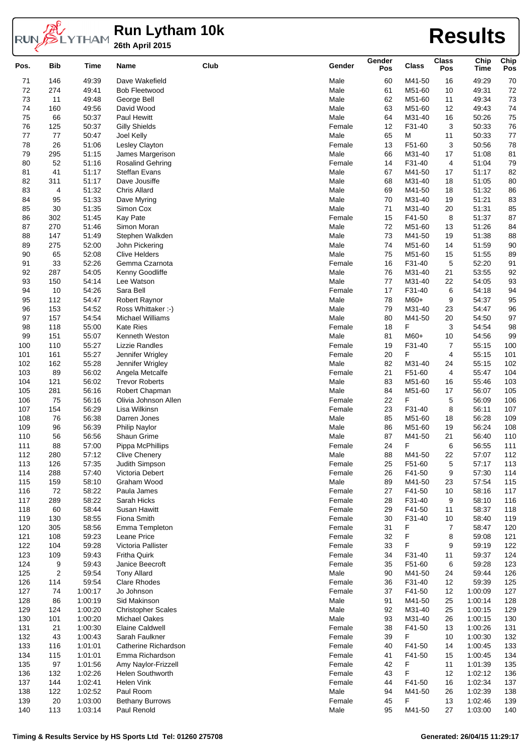# Run Lytham 10k

**26th April 2015**

# Results

| Pos. | Bib | Time | Name | Club | Gender | Gender Pos | Class | Class Pos | Chip Time | Chip Pos |
|---|---|---|---|---|---|---|---|---|---|---|
| 71 | 146 | 49:39 | Dave Wakefield | | Male | 60 | M41-50 | 16 | 49:29 | 70 |
| 72 | 274 | 49:41 | Bob Fleetwood | | Male | 61 | M51-60 | 10 | 49:31 | 72 |
| 73 | 11 | 49:48 | George Bell | | Male | 62 | M51-60 | 11 | 49:34 | 73 |
| 74 | 160 | 49:56 | David Wood | | Male | 63 | M51-60 | 12 | 49:43 | 74 |
| 75 | 66 | 50:37 | Paul Hewitt | | Male | 64 | M31-40 | 16 | 50:26 | 75 |
| 76 | 125 | 50:37 | Gilly Shields | | Female | 12 | F31-40 | 3 | 50:33 | 76 |
| 77 | 77 | 50:47 | Joel Kelly | | Male | 65 | M | 11 | 50:33 | 77 |
| 78 | 26 | 51:06 | Lesley Clayton | | Female | 13 | F51-60 | 3 | 50:56 | 78 |
| 79 | 295 | 51:15 | James Margerison | | Male | 66 | M31-40 | 17 | 51:08 | 81 |
| 80 | 52 | 51:16 | Rosalind Gehring | | Female | 14 | F31-40 | 4 | 51:04 | 79 |
| 81 | 41 | 51:17 | Steffan Evans | | Male | 67 | M41-50 | 17 | 51:17 | 82 |
| 82 | 311 | 51:17 | Dave Jousiffe | | Male | 68 | M31-40 | 18 | 51:05 | 80 |
| 83 | 4 | 51:32 | Chris Allard | | Male | 69 | M41-50 | 18 | 51:32 | 86 |
| 84 | 95 | 51:33 | Dave Myring | | Male | 70 | M31-40 | 19 | 51:21 | 83 |
| 85 | 30 | 51:35 | Simon Cox | | Male | 71 | M31-40 | 20 | 51:31 | 85 |
| 86 | 302 | 51:45 | Kay Pate | | Female | 15 | F41-50 | 8 | 51:37 | 87 |
| 87 | 270 | 51:46 | Simon Moran | | Male | 72 | M51-60 | 13 | 51:26 | 84 |
| 88 | 147 | 51:49 | Stephen Walkden | | Male | 73 | M41-50 | 19 | 51:38 | 88 |
| 89 | 275 | 52:00 | John Pickering | | Male | 74 | M51-60 | 14 | 51:59 | 90 |
| 90 | 65 | 52:08 | Clive Helders | | Male | 75 | M51-60 | 15 | 51:55 | 89 |
| 91 | 33 | 52:26 | Gemma Czarnota | | Female | 16 | F31-40 | 5 | 52:20 | 91 |
| 92 | 287 | 54:05 | Kenny Goodliffe | | Male | 76 | M31-40 | 21 | 53:55 | 92 |
| 93 | 150 | 54:14 | Lee Watson | | Male | 77 | M31-40 | 22 | 54:05 | 93 |
| 94 | 10 | 54:26 | Sara Bell | | Female | 17 | F31-40 | 6 | 54:18 | 94 |
| 95 | 112 | 54:47 | Robert Raynor | | Male | 78 | M60+ | 9 | 54:37 | 95 |
| 96 | 153 | 54:52 | Ross Whittaker :-) | | Male | 79 | M31-40 | 23 | 54:47 | 96 |
| 97 | 157 | 54:54 | Michael Williams | | Male | 80 | M41-50 | 20 | 54:50 | 97 |
| 98 | 118 | 55:00 | Kate Ries | | Female | 18 | F | 3 | 54:54 | 98 |
| 99 | 151 | 55:07 | Kenneth Weston | | Male | 81 | M60+ | 10 | 54:56 | 99 |
| 100 | 110 | 55:27 | Lizzie Randles | | Female | 19 | F31-40 | 7 | 55:15 | 100 |
| 101 | 161 | 55:27 | Jennifer Wrigley | | Female | 20 | F | 4 | 55:15 | 101 |
| 102 | 162 | 55:28 | Jennifer Wrigley | | Male | 82 | M31-40 | 24 | 55:15 | 102 |
| 103 | 89 | 56:02 | Angela Metcalfe | | Female | 21 | F51-60 | 4 | 55:47 | 104 |
| 104 | 121 | 56:02 | Trevor Roberts | | Male | 83 | M51-60 | 16 | 55:46 | 103 |
| 105 | 281 | 56:16 | Robert Chapman | | Male | 84 | M51-60 | 17 | 56:07 | 105 |
| 106 | 75 | 56:16 | Olivia Johnson Allen | | Female | 22 | F | 5 | 56:09 | 106 |
| 107 | 154 | 56:29 | Lisa Wilkinsn | | Female | 23 | F31-40 | 8 | 56:11 | 107 |
| 108 | 76 | 56:38 | Darren Jones | | Male | 85 | M51-60 | 18 | 56:28 | 109 |
| 109 | 96 | 56:39 | Philip Naylor | | Male | 86 | M51-60 | 19 | 56:24 | 108 |
| 110 | 56 | 56:56 | Shaun Grime | | Male | 87 | M41-50 | 21 | 56:40 | 110 |
| 111 | 88 | 57:00 | Pippa McPhillips | | Female | 24 | F | 6 | 56:55 | 111 |
| 112 | 280 | 57:12 | Clive Chenery | | Male | 88 | M41-50 | 22 | 57:07 | 112 |
| 113 | 126 | 57:35 | Judith Simpson | | Female | 25 | F51-60 | 5 | 57:17 | 113 |
| 114 | 288 | 57:40 | Victoria Debert | | Female | 26 | F41-50 | 9 | 57:30 | 114 |
| 115 | 159 | 58:10 | Graham Wood | | Male | 89 | M41-50 | 23 | 57:54 | 115 |
| 116 | 72 | 58:22 | Paula James | | Female | 27 | F41-50 | 10 | 58:16 | 117 |
| 117 | 289 | 58:22 | Sarah Hicks | | Female | 28 | F31-40 | 9 | 58:10 | 116 |
| 118 | 60 | 58:44 | Susan Hawitt | | Female | 29 | F41-50 | 11 | 58:37 | 118 |
| 119 | 130 | 58:55 | Fiona Smith | | Female | 30 | F31-40 | 10 | 58:40 | 119 |
| 120 | 305 | 58:56 | Emma Templeton | | Female | 31 | F | 7 | 58:47 | 120 |
| 121 | 108 | 59:23 | Leane Price | | Female | 32 | F | 8 | 59:08 | 121 |
| 122 | 104 | 59:28 | Victoria Pallister | | Female | 33 | F | 9 | 59:19 | 122 |
| 123 | 109 | 59:43 | Fritha Quirk | | Female | 34 | F31-40 | 11 | 59:37 | 124 |
| 124 | 9 | 59:43 | Janice Beecroft | | Female | 35 | F51-60 | 6 | 59:28 | 123 |
| 125 | 2 | 59:54 | Tony Allard | | Male | 90 | M41-50 | 24 | 59:44 | 126 |
| 126 | 114 | 59:54 | Clare Rhodes | | Female | 36 | F31-40 | 12 | 59:39 | 125 |
| 127 | 74 | 1:00:17 | Jo Johnson | | Female | 37 | F41-50 | 12 | 1:00:09 | 127 |
| 128 | 86 | 1:00:19 | Sid Makinson | | Male | 91 | M41-50 | 25 | 1:00:14 | 128 |
| 129 | 124 | 1:00:20 | Christopher Scales | | Male | 92 | M31-40 | 25 | 1:00:15 | 129 |
| 130 | 101 | 1:00:20 | Michael Oakes | | Male | 93 | M31-40 | 26 | 1:00:15 | 130 |
| 131 | 21 | 1:00:30 | Elaine Caldwell | | Female | 38 | F41-50 | 13 | 1:00:26 | 131 |
| 132 | 43 | 1:00:43 | Sarah Faulkner | | Female | 39 | F | 10 | 1:00:30 | 132 |
| 133 | 116 | 1:01:01 | Catherine Richardson | | Female | 40 | F41-50 | 14 | 1:00:45 | 133 |
| 134 | 115 | 1:01:01 | Emma Richardson | | Female | 41 | F41-50 | 15 | 1:00:45 | 134 |
| 135 | 97 | 1:01:56 | Amy Naylor-Frizzell | | Female | 42 | F | 11 | 1:01:39 | 135 |
| 136 | 132 | 1:02:26 | Helen Southworth | | Female | 43 | F | 12 | 1:02:12 | 136 |
| 137 | 144 | 1:02:41 | Helen Vink | | Female | 44 | F41-50 | 16 | 1:02:34 | 137 |
| 138 | 122 | 1:02:52 | Paul Room | | Male | 94 | M41-50 | 26 | 1:02:39 | 138 |
| 139 | 20 | 1:03:00 | Bethany Burrows | | Female | 45 | F | 13 | 1:02:46 | 139 |
| 140 | 113 | 1:03:14 | Paul Renold | | Male | 95 | M41-50 | 27 | 1:03:00 | 140 |

Timing & Results Service by HS Sports Ltd Tel: 01260 275708

Generated: 26/04/15 11:29:17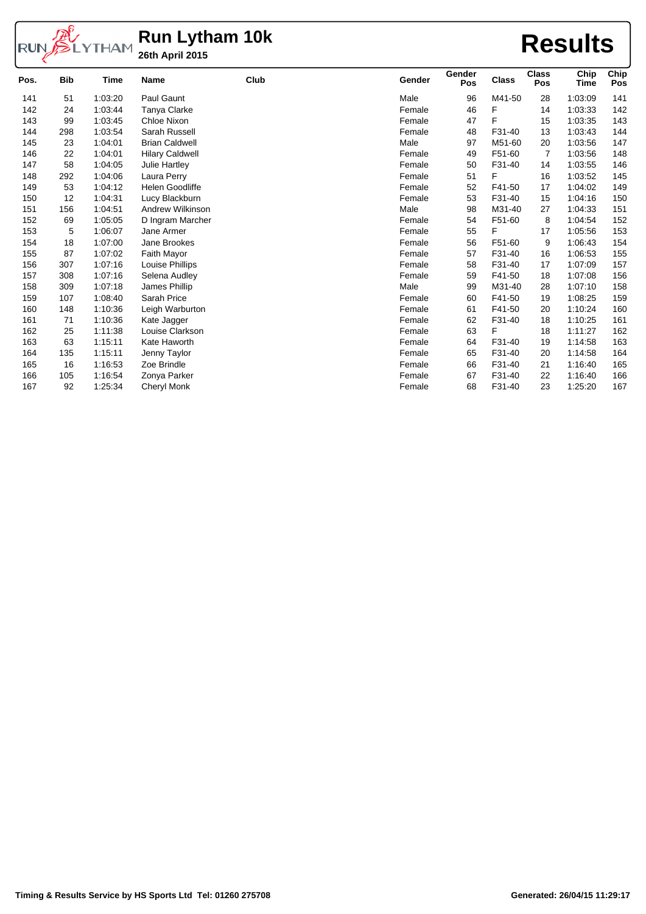# Run Lytham 10k

**26th April 2015**

# Results

| Pos. | Bib | Time | Name | Club | Gender | Gender Pos | Class | Class Pos | Chip Time | Chip Pos |
|---|---|---|---|---|---|---|---|---|---|---|
| 141 | 51 | 1:03:20 | Paul Gaunt | | Male | 96 | M41-50 | 28 | 1:03:09 | 141 |
| 142 | 24 | 1:03:44 | Tanya Clarke | | Female | 46 | F | 14 | 1:03:33 | 142 |
| 143 | 99 | 1:03:45 | Chloe Nixon | | Female | 47 | F | 15 | 1:03:35 | 143 |
| 144 | 298 | 1:03:54 | Sarah Russell | | Female | 48 | F31-40 | 13 | 1:03:43 | 144 |
| 145 | 23 | 1:04:01 | Brian Caldwell | | Male | 97 | M51-60 | 20 | 1:03:56 | 147 |
| 146 | 22 | 1:04:01 | Hilary Caldwell | | Female | 49 | F51-60 | 7 | 1:03:56 | 148 |
| 147 | 58 | 1:04:05 | Julie Hartley | | Female | 50 | F31-40 | 14 | 1:03:55 | 146 |
| 148 | 292 | 1:04:06 | Laura Perry | | Female | 51 | F | 16 | 1:03:52 | 145 |
| 149 | 53 | 1:04:12 | Helen Goodliffe | | Female | 52 | F41-50 | 17 | 1:04:02 | 149 |
| 150 | 12 | 1:04:31 | Lucy Blackburn | | Female | 53 | F31-40 | 15 | 1:04:16 | 150 |
| 151 | 156 | 1:04:51 | Andrew Wilkinson | | Male | 98 | M31-40 | 27 | 1:04:33 | 151 |
| 152 | 69 | 1:05:05 | D Ingram Marcher | | Female | 54 | F51-60 | 8 | 1:04:54 | 152 |
| 153 | 5 | 1:06:07 | Jane Armer | | Female | 55 | F | 17 | 1:05:56 | 153 |
| 154 | 18 | 1:07:00 | Jane Brookes | | Female | 56 | F51-60 | 9 | 1:06:43 | 154 |
| 155 | 87 | 1:07:02 | Faith Mayor | | Female | 57 | F31-40 | 16 | 1:06:53 | 155 |
| 156 | 307 | 1:07:16 | Louise Phillips | | Female | 58 | F31-40 | 17 | 1:07:09 | 157 |
| 157 | 308 | 1:07:16 | Selena Audley | | Female | 59 | F41-50 | 18 | 1:07:08 | 156 |
| 158 | 309 | 1:07:18 | James Phillip | | Male | 99 | M31-40 | 28 | 1:07:10 | 158 |
| 159 | 107 | 1:08:40 | Sarah Price | | Female | 60 | F41-50 | 19 | 1:08:25 | 159 |
| 160 | 148 | 1:10:36 | Leigh Warburton | | Female | 61 | F41-50 | 20 | 1:10:24 | 160 |
| 161 | 71 | 1:10:36 | Kate Jagger | | Female | 62 | F31-40 | 18 | 1:10:25 | 161 |
| 162 | 25 | 1:11:38 | Louise Clarkson | | Female | 63 | F | 18 | 1:11:27 | 162 |
| 163 | 63 | 1:15:11 | Kate Haworth | | Female | 64 | F31-40 | 19 | 1:14:58 | 163 |
| 164 | 135 | 1:15:11 | Jenny Taylor | | Female | 65 | F31-40 | 20 | 1:14:58 | 164 |
| 165 | 16 | 1:16:53 | Zoe Brindle | | Female | 66 | F31-40 | 21 | 1:16:40 | 165 |
| 166 | 105 | 1:16:54 | Zonya Parker | | Female | 67 | F31-40 | 22 | 1:16:40 | 166 |
| 167 | 92 | 1:25:34 | Cheryl Monk | | Female | 68 | F31-40 | 23 | 1:25:20 | 167 |

**Timing & Results Service by HS Sports Ltd Tel: 01260 275708**

**Generated: 26/04/15 11:29:17**